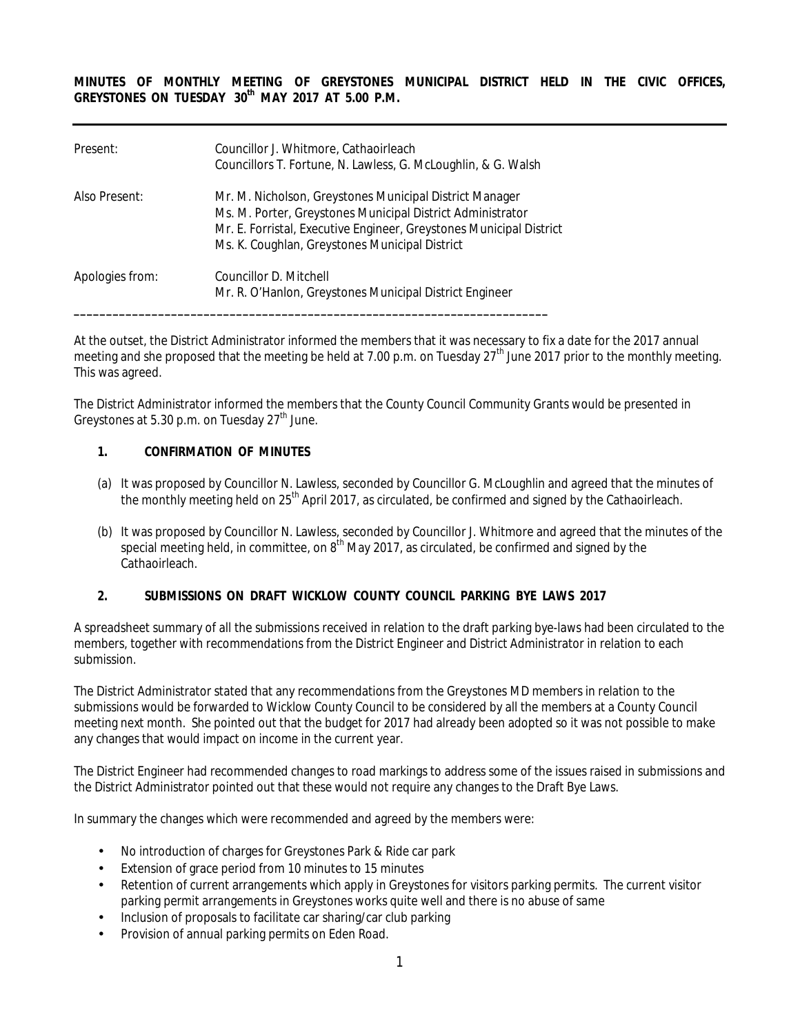**MINUTES OF MONTHLY MEETING OF GREYSTONES MUNICIPAL DISTRICT HELD IN THE CIVIC OFFICES, GREYSTONES ON TUESDAY 30th MAY 2017 AT 5.00 P.M.**

| | |
|---|---|
| Present: | Councillor J. Whitmore, Cathaoirleach<br>Councillors T. Fortune, N. Lawless, G. McLoughlin, & G. Walsh |
| Also Present: | Mr. M. Nicholson, Greystones Municipal District Manager<br>Ms. M. Porter, Greystones Municipal District Administrator<br>Mr. E. Forristal, Executive Engineer, Greystones Municipal District<br>Ms. K. Coughlan, Greystones Municipal District |
| Apologies from: | Councillor D. Mitchell<br>Mr. R. O'Hanlon, Greystones Municipal District Engineer |

---

At the outset, the District Administrator informed the members that it was necessary to fix a date for the 2017 annual meeting and she proposed that the meeting be held at 7.00 p.m. on Tuesday 27th June 2017 prior to the monthly meeting. This was agreed.

The District Administrator informed the members that the County Council Community Grants would be presented in Greystones at 5.30 p.m. on Tuesday 27th June.

**1. CONFIRMATION OF MINUTES**

(a) It was proposed by Councillor N. Lawless, seconded by Councillor G. McLoughlin and agreed that the minutes of the monthly meeting held on 25th April 2017, as circulated, be confirmed and signed by the Cathaoirleach.

(b) It was proposed by Councillor N. Lawless, seconded by Councillor J. Whitmore and agreed that the minutes of the special meeting held, in committee, on 8th May 2017, as circulated, be confirmed and signed by the Cathaoirleach.

**2. SUBMISSIONS ON DRAFT WICKLOW COUNTY COUNCIL PARKING BYE LAWS 2017**

A spreadsheet summary of all the submissions received in relation to the draft parking bye-laws had been circulated to the members, together with recommendations from the District Engineer and District Administrator in relation to each submission.

The District Administrator stated that any recommendations from the Greystones MD members in relation to the submissions would be forwarded to Wicklow County Council to be considered by all the members at a County Council meeting next month. She pointed out that the budget for 2017 had already been adopted so it was not possible to make any changes that would impact on income in the current year.

The District Engineer had recommended changes to road markings to address some of the issues raised in submissions and the District Administrator pointed out that these would not require any changes to the Draft Bye Laws.

In summary the changes which were recommended and agreed by the members were:

- No introduction of charges for Greystones Park & Ride car park
- Extension of grace period from 10 minutes to 15 minutes
- Retention of current arrangements which apply in Greystones for visitors parking permits. The current visitor parking permit arrangements in Greystones works quite well and there is no abuse of same
- Inclusion of proposals to facilitate car sharing/car club parking
- Provision of annual parking permits on Eden Road.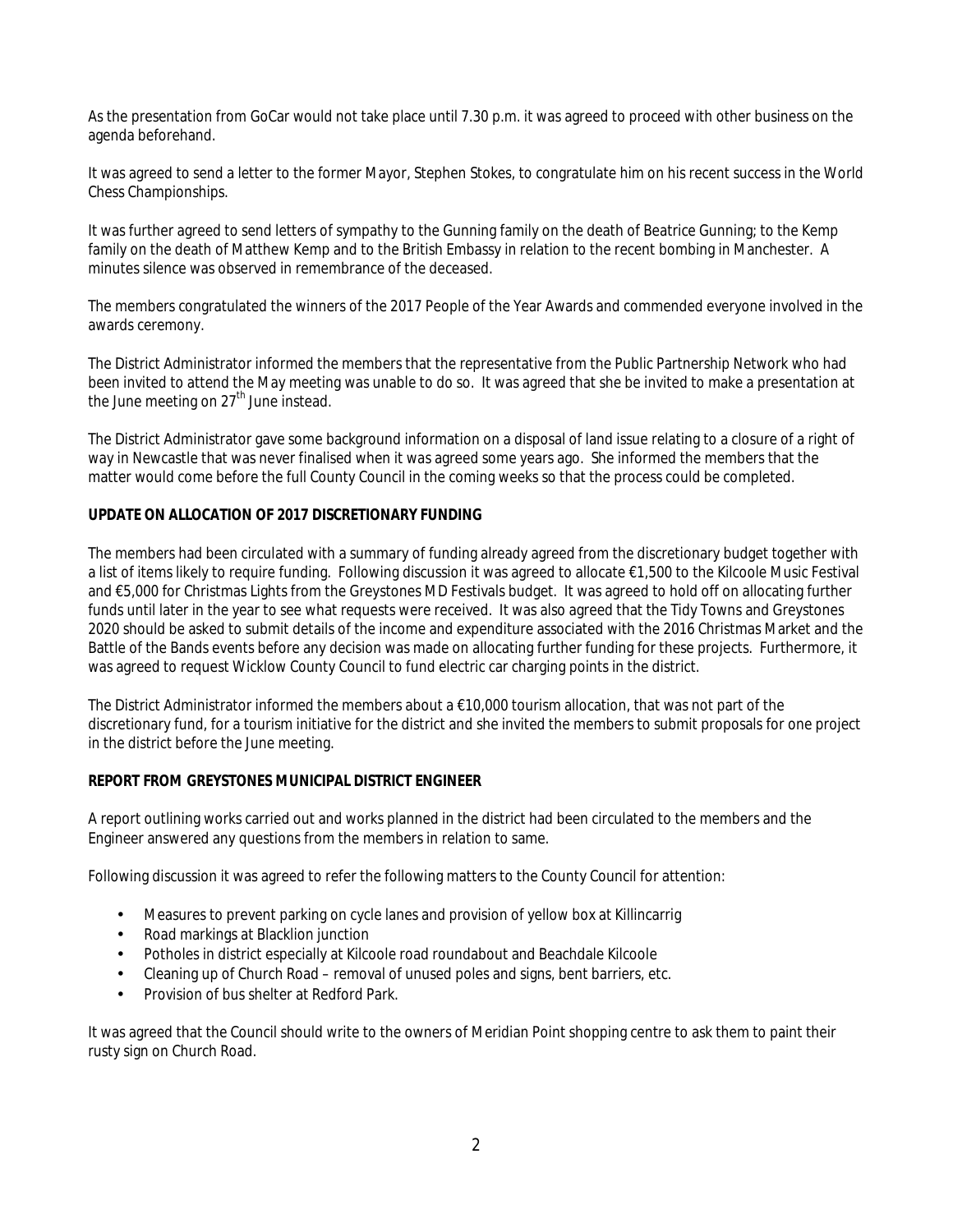As the presentation from GoCar would not take place until 7.30 p.m. it was agreed to proceed with other business on the agenda beforehand.

It was agreed to send a letter to the former Mayor, Stephen Stokes, to congratulate him on his recent success in the World Chess Championships.

It was further agreed to send letters of sympathy to the Gunning family on the death of Beatrice Gunning; to the Kemp family on the death of Matthew Kemp and to the British Embassy in relation to the recent bombing in Manchester. A minutes silence was observed in remembrance of the deceased.

The members congratulated the winners of the 2017 People of the Year Awards and commended everyone involved in the awards ceremony.

The District Administrator informed the members that the representative from the Public Partnership Network who had been invited to attend the May meeting was unable to do so. It was agreed that she be invited to make a presentation at the June meeting on 27th June instead.

The District Administrator gave some background information on a disposal of land issue relating to a closure of a right of way in Newcastle that was never finalised when it was agreed some years ago. She informed the members that the matter would come before the full County Council in the coming weeks so that the process could be completed.

**UPDATE ON ALLOCATION OF 2017 DISCRETIONARY FUNDING**

The members had been circulated with a summary of funding already agreed from the discretionary budget together with a list of items likely to require funding. Following discussion it was agreed to allocate €1,500 to the Kilcoole Music Festival and €5,000 for Christmas Lights from the Greystones MD Festivals budget. It was agreed to hold off on allocating further funds until later in the year to see what requests were received. It was also agreed that the Tidy Towns and Greystones 2020 should be asked to submit details of the income and expenditure associated with the 2016 Christmas Market and the Battle of the Bands events before any decision was made on allocating further funding for these projects. Furthermore, it was agreed to request Wicklow County Council to fund electric car charging points in the district.

The District Administrator informed the members about a €10,000 tourism allocation, that was not part of the discretionary fund, for a tourism initiative for the district and she invited the members to submit proposals for one project in the district before the June meeting.

**REPORT FROM GREYSTONES MUNICIPAL DISTRICT ENGINEER**

A report outlining works carried out and works planned in the district had been circulated to the members and the Engineer answered any questions from the members in relation to same.

Following discussion it was agreed to refer the following matters to the County Council for attention:

- Measures to prevent parking on cycle lanes and provision of yellow box at Killincarrig
- Road markings at Blacklion junction
- Potholes in district especially at Kilcoole road roundabout and Beachdale Kilcoole
- Cleaning up of Church Road – removal of unused poles and signs, bent barriers, etc.
- Provision of bus shelter at Redford Park.

It was agreed that the Council should write to the owners of Meridian Point shopping centre to ask them to paint their rusty sign on Church Road.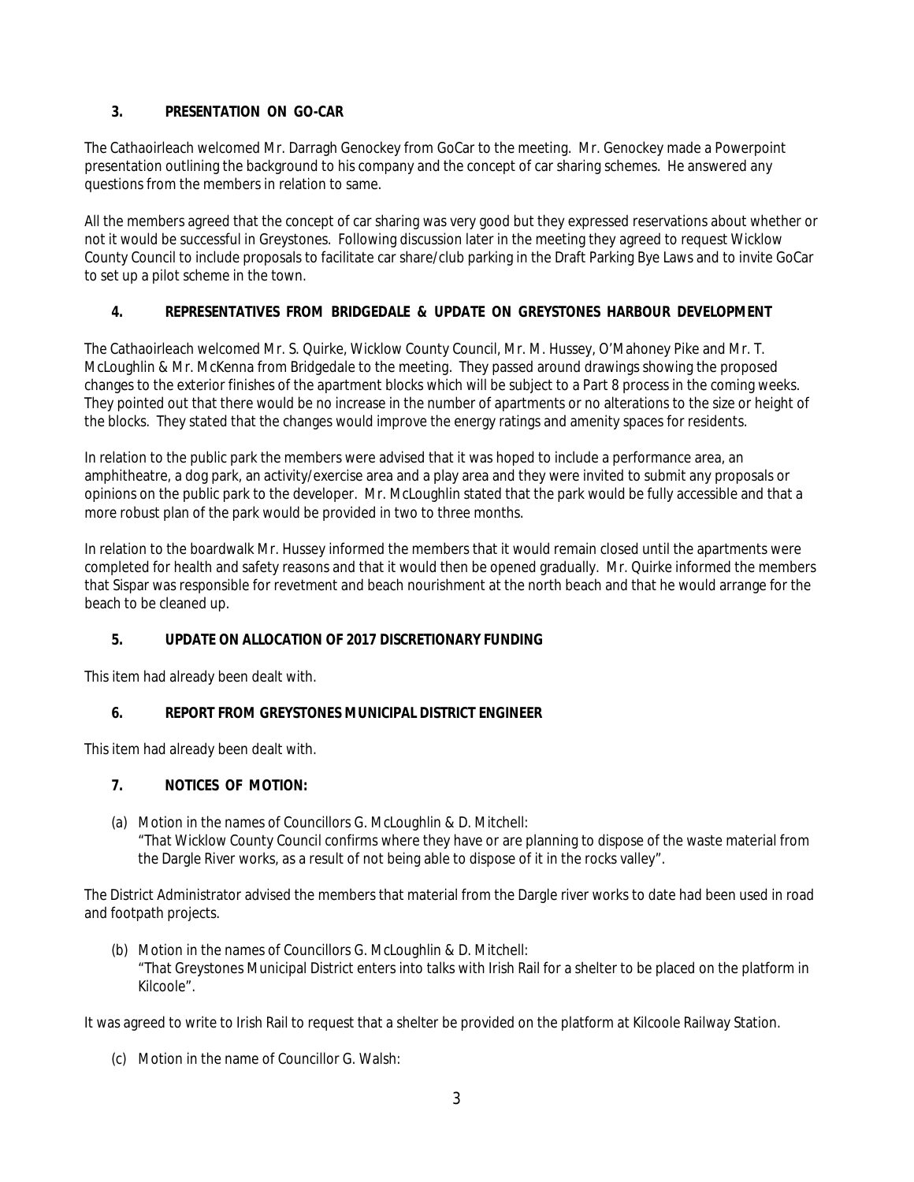## 3. PRESENTATION ON GO-CAR

The Cathaoirleach welcomed Mr. Darragh Genockey from GoCar to the meeting. Mr. Genockey made a Powerpoint presentation outlining the background to his company and the concept of car sharing schemes. He answered any questions from the members in relation to same.

All the members agreed that the concept of car sharing was very good but they expressed reservations about whether or not it would be successful in Greystones. Following discussion later in the meeting they agreed to request Wicklow County Council to include proposals to facilitate car share/club parking in the Draft Parking Bye Laws and to invite GoCar to set up a pilot scheme in the town.

## 4. REPRESENTATIVES FROM BRIDGEDALE & UPDATE ON GREYSTONES HARBOUR DEVELOPMENT

The Cathaoirleach welcomed Mr. S. Quirke, Wicklow County Council, Mr. M. Hussey, O'Mahoney Pike and Mr. T. McLoughlin & Mr. McKenna from Bridgedale to the meeting. They passed around drawings showing the proposed changes to the exterior finishes of the apartment blocks which will be subject to a Part 8 process in the coming weeks. They pointed out that there would be no increase in the number of apartments or no alterations to the size or height of the blocks. They stated that the changes would improve the energy ratings and amenity spaces for residents.

In relation to the public park the members were advised that it was hoped to include a performance area, an amphitheatre, a dog park, an activity/exercise area and a play area and they were invited to submit any proposals or opinions on the public park to the developer. Mr. McLoughlin stated that the park would be fully accessible and that a more robust plan of the park would be provided in two to three months.

In relation to the boardwalk Mr. Hussey informed the members that it would remain closed until the apartments were completed for health and safety reasons and that it would then be opened gradually. Mr. Quirke informed the members that Sispar was responsible for revetment and beach nourishment at the north beach and that he would arrange for the beach to be cleaned up.

## 5. UPDATE ON ALLOCATION OF 2017 DISCRETIONARY FUNDING

This item had already been dealt with.

## 6. REPORT FROM GREYSTONES MUNICIPAL DISTRICT ENGINEER

This item had already been dealt with.

## 7. NOTICES OF MOTION:

(a) Motion in the names of Councillors G. McLoughlin & D. Mitchell:
"That Wicklow County Council confirms where they have or are planning to dispose of the waste material from the Dargle River works, as a result of not being able to dispose of it in the rocks valley".

The District Administrator advised the members that material from the Dargle river works to date had been used in road and footpath projects.

(b) Motion in the names of Councillors G. McLoughlin & D. Mitchell:
"That Greystones Municipal District enters into talks with Irish Rail for a shelter to be placed on the platform in Kilcoole".

It was agreed to write to Irish Rail to request that a shelter be provided on the platform at Kilcoole Railway Station.

(c) Motion in the name of Councillor G. Walsh: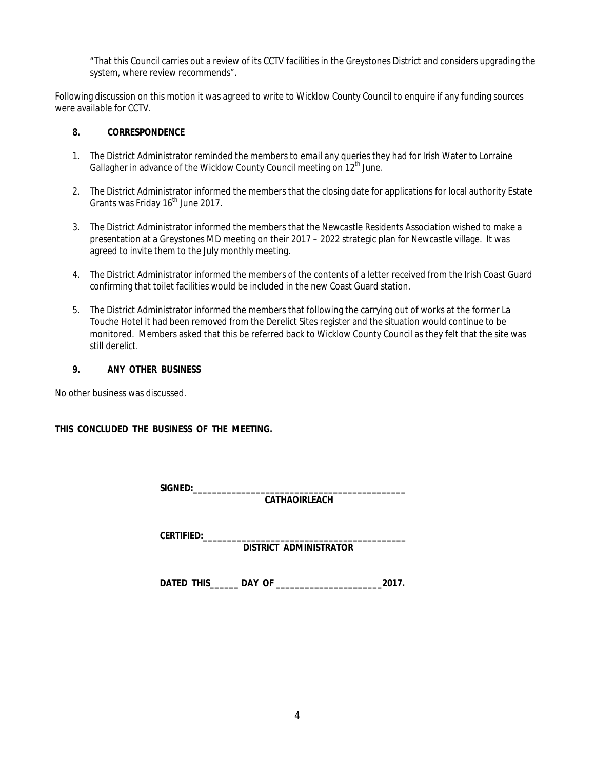"That this Council carries out a review of its CCTV facilities in the Greystones District and considers upgrading the system, where review recommends".

Following discussion on this motion it was agreed to write to Wicklow County Council to enquire if any funding sources were available for CCTV.

**8. CORRESPONDENCE**

1. The District Administrator reminded the members to email any queries they had for Irish Water to Lorraine Gallagher in advance of the Wicklow County Council meeting on 12th June.

2. The District Administrator informed the members that the closing date for applications for local authority Estate Grants was Friday 16th June 2017.

3. The District Administrator informed the members that the Newcastle Residents Association wished to make a presentation at a Greystones MD meeting on their 2017 – 2022 strategic plan for Newcastle village. It was agreed to invite them to the July monthly meeting.

4. The District Administrator informed the members of the contents of a letter received from the Irish Coast Guard confirming that toilet facilities would be included in the new Coast Guard station.

5. The District Administrator informed the members that following the carrying out of works at the former La Touche Hotel it had been removed from the Derelict Sites register and the situation would continue to be monitored. Members asked that this be referred back to Wicklow County Council as they felt that the site was still derelict.

**9. ANY OTHER BUSINESS**

No other business was discussed.

**THIS CONCLUDED THE BUSINESS OF THE MEETING.**

**SIGNED:**_____________________________________________
**CATHAOIRLEACH**

**CERTIFIED:**__________________________________________
**DISTRICT ADMINISTRATOR**

**DATED THIS______ DAY OF _____________________2017.**